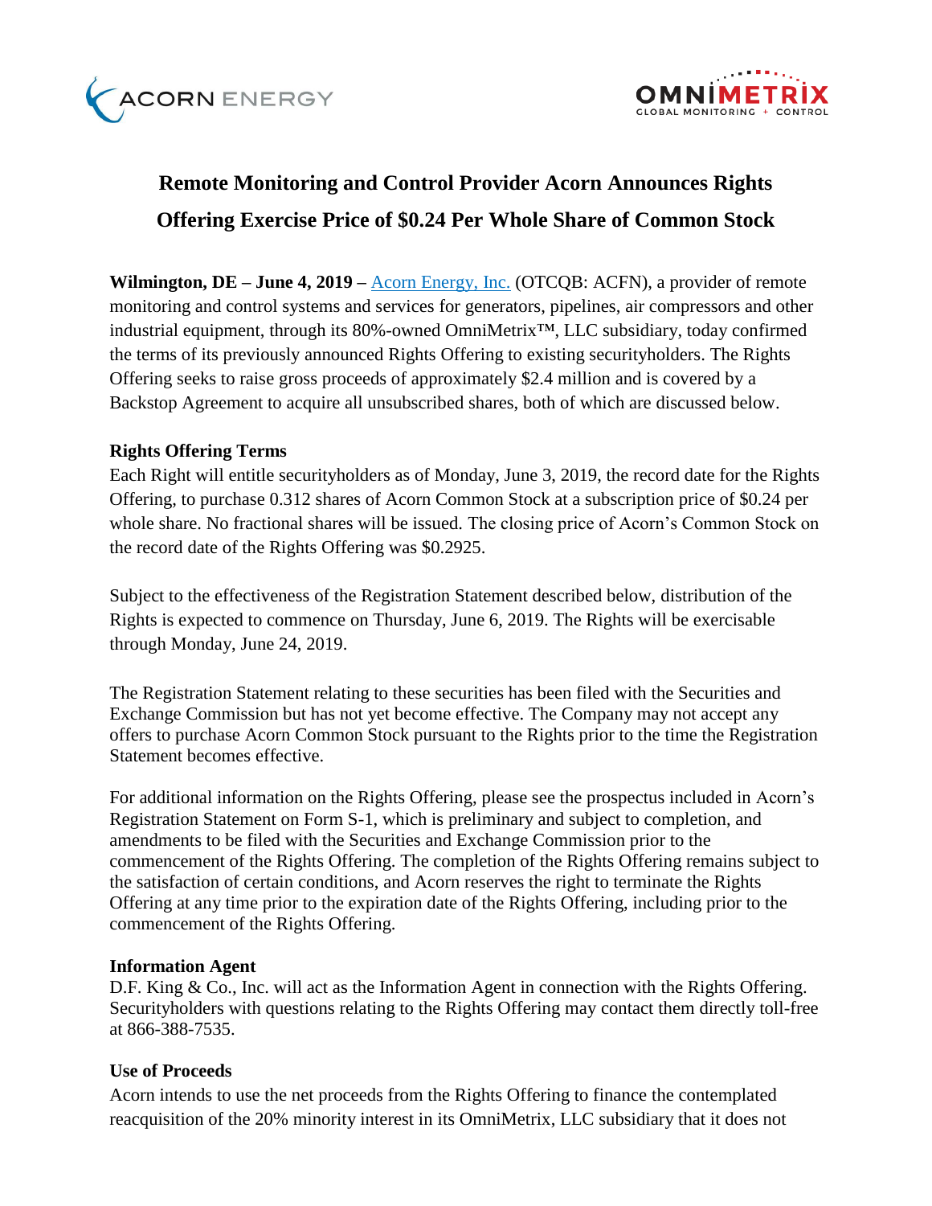# Remote Monitoring and Control Provider Acorn Announces Rights Offering Exercise Price of $0.24 Per Whole Share of Common Stock

**Wilmington, DE – June 4, 2019 –** Acorn Energy, Inc. (OTCQB: ACFN), a provider of remote monitoring and control systems and services for generators, pipelines, air compressors and other industrial equipment, through its 80%-owned OmniMetrix™, LLC subsidiary, today confirmed the terms of its previously announced Rights Offering to existing securityholders. The Rights Offering seeks to raise gross proceeds of approximately $2.4 million and is covered by a Backstop Agreement to acquire all unsubscribed shares, both of which are discussed below.

**Rights Offering Terms**

Each Right will entitle securityholders as of Monday, June 3, 2019, the record date for the Rights Offering, to purchase 0.312 shares of Acorn Common Stock at a subscription price of $0.24 per whole share. No fractional shares will be issued. The closing price of Acorn's Common Stock on the record date of the Rights Offering was $0.2925.

Subject to the effectiveness of the Registration Statement described below, distribution of the Rights is expected to commence on Thursday, June 6, 2019. The Rights will be exercisable through Monday, June 24, 2019.

The Registration Statement relating to these securities has been filed with the Securities and Exchange Commission but has not yet become effective. The Company may not accept any offers to purchase Acorn Common Stock pursuant to the Rights prior to the time the Registration Statement becomes effective.

For additional information on the Rights Offering, please see the prospectus included in Acorn's Registration Statement on Form S-1, which is preliminary and subject to completion, and amendments to be filed with the Securities and Exchange Commission prior to the commencement of the Rights Offering. The completion of the Rights Offering remains subject to the satisfaction of certain conditions, and Acorn reserves the right to terminate the Rights Offering at any time prior to the expiration date of the Rights Offering, including prior to the commencement of the Rights Offering.

**Information Agent**

D.F. King & Co., Inc. will act as the Information Agent in connection with the Rights Offering. Securityholders with questions relating to the Rights Offering may contact them directly toll-free at 866-388-7535.

**Use of Proceeds**

Acorn intends to use the net proceeds from the Rights Offering to finance the contemplated reacquisition of the 20% minority interest in its OmniMetrix, LLC subsidiary that it does not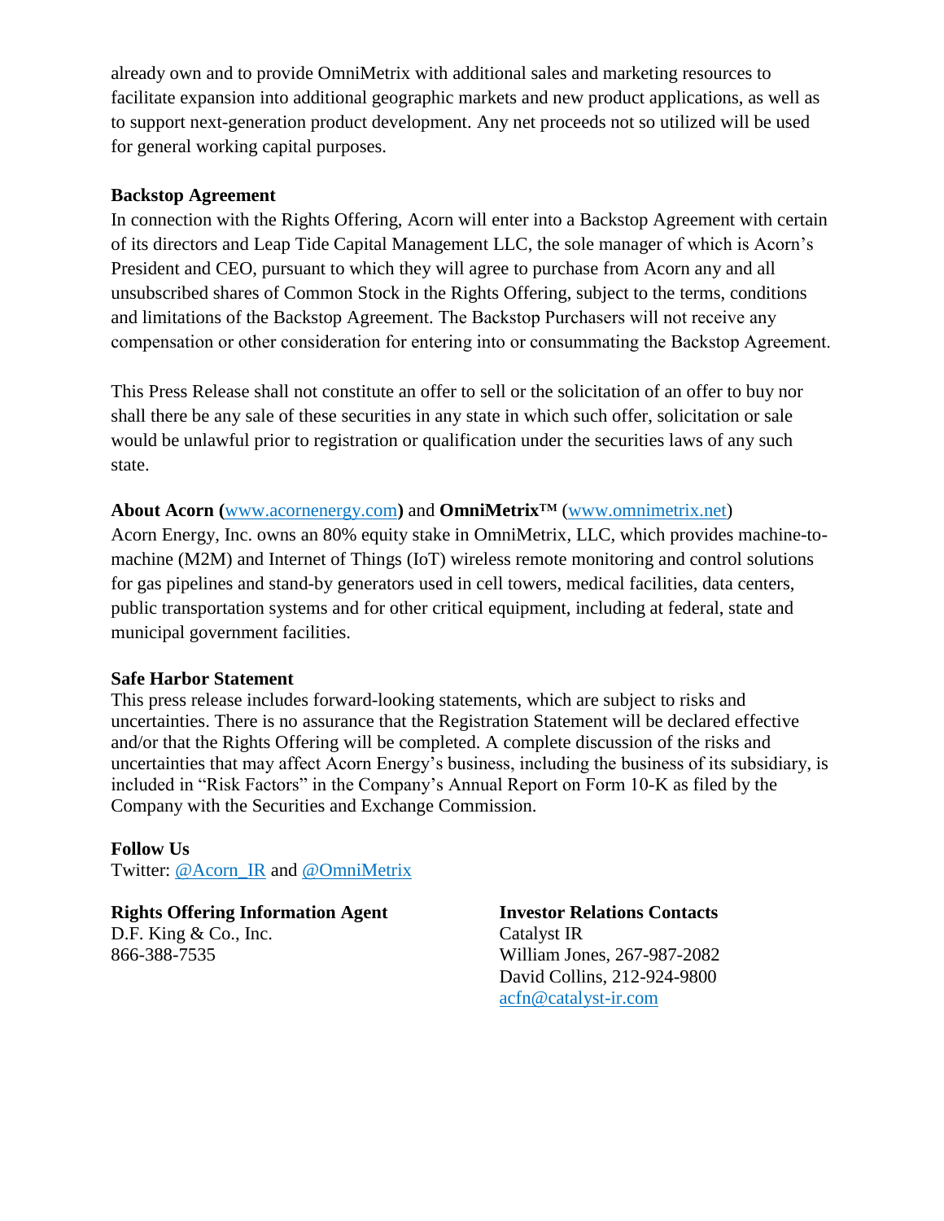already own and to provide OmniMetrix with additional sales and marketing resources to facilitate expansion into additional geographic markets and new product applications, as well as to support next-generation product development. Any net proceeds not so utilized will be used for general working capital purposes.

**Backstop Agreement**

In connection with the Rights Offering, Acorn will enter into a Backstop Agreement with certain of its directors and Leap Tide Capital Management LLC, the sole manager of which is Acorn's President and CEO, pursuant to which they will agree to purchase from Acorn any and all unsubscribed shares of Common Stock in the Rights Offering, subject to the terms, conditions and limitations of the Backstop Agreement. The Backstop Purchasers will not receive any compensation or other consideration for entering into or consummating the Backstop Agreement.

This Press Release shall not constitute an offer to sell or the solicitation of an offer to buy nor shall there be any sale of these securities in any state in which such offer, solicitation or sale would be unlawful prior to registration or qualification under the securities laws of any such state.

**About Acorn (**[www.acornenergy.com](www.acornenergy.com)**) and OmniMetrix**™ ([www.omnimetrix.net](www.omnimetrix.net))

Acorn Energy, Inc. owns an 80% equity stake in OmniMetrix, LLC, which provides machine-to-machine (M2M) and Internet of Things (IoT) wireless remote monitoring and control solutions for gas pipelines and stand-by generators used in cell towers, medical facilities, data centers, public transportation systems and for other critical equipment, including at federal, state and municipal government facilities.

**Safe Harbor Statement**

This press release includes forward-looking statements, which are subject to risks and uncertainties. There is no assurance that the Registration Statement will be declared effective and/or that the Rights Offering will be completed. A complete discussion of the risks and uncertainties that may affect Acorn Energy's business, including the business of its subsidiary, is included in "Risk Factors" in the Company's Annual Report on Form 10-K as filed by the Company with the Securities and Exchange Commission.

**Follow Us**

Twitter: @Acorn_IR and @OmniMetrix

**Rights Offering Information Agent**

D.F. King & Co., Inc.

866-388-7535

**Investor Relations Contacts**

Catalyst IR

William Jones, 267-987-2082

David Collins, 212-924-9800

acfn@catalyst-ir.com